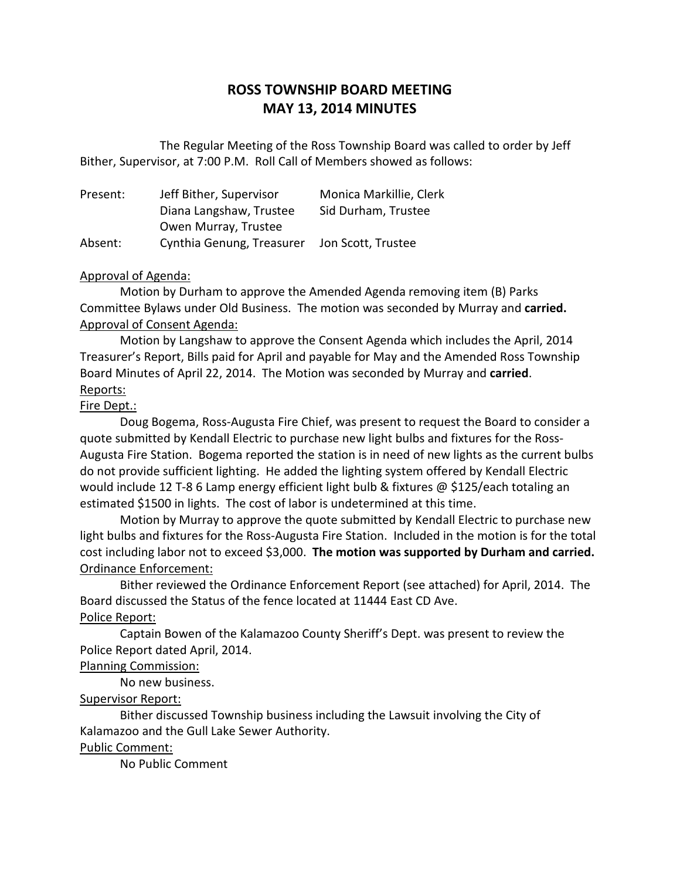# ROSS TOWNSHIP BOARD MEETING
# MAY 13, 2014 MINUTES

The Regular Meeting of the Ross Township Board was called to order by Jeff Bither, Supervisor, at 7:00 P.M. Roll Call of Members showed as follows:

| | | |
|---|---|---|
| Present: | Jeff Bither, Supervisor | Monica Markillie, Clerk |
| | Diana Langshaw, Trustee | Sid Durham, Trustee |
| | Owen Murray, Trustee | |
| Absent: | Cynthia Genung, Treasurer | Jon Scott, Trustee |

Approval of Agenda:

Motion by Durham to approve the Amended Agenda removing item (B) Parks Committee Bylaws under Old Business. The motion was seconded by Murray and **carried.**

Approval of Consent Agenda:

Motion by Langshaw to approve the Consent Agenda which includes the April, 2014 Treasurer's Report, Bills paid for April and payable for May and the Amended Ross Township Board Minutes of April 22, 2014. The Motion was seconded by Murray and **carried**.

Reports:

Fire Dept.:

Doug Bogema, Ross-Augusta Fire Chief, was present to request the Board to consider a quote submitted by Kendall Electric to purchase new light bulbs and fixtures for the Ross-Augusta Fire Station. Bogema reported the station is in need of new lights as the current bulbs do not provide sufficient lighting. He added the lighting system offered by Kendall Electric would include 12 T-8 6 Lamp energy efficient light bulb & fixtures @ $125/each totaling an estimated $1500 in lights. The cost of labor is undetermined at this time.

Motion by Murray to approve the quote submitted by Kendall Electric to purchase new light bulbs and fixtures for the Ross-Augusta Fire Station. Included in the motion is for the total cost including labor not to exceed $3,000. **The motion was supported by Durham and carried.**

Ordinance Enforcement:

Bither reviewed the Ordinance Enforcement Report (see attached) for April, 2014. The Board discussed the Status of the fence located at 11444 East CD Ave.

Police Report:

Captain Bowen of the Kalamazoo County Sheriff's Dept. was present to review the Police Report dated April, 2014.

Planning Commission:

No new business.

Supervisor Report:

Bither discussed Township business including the Lawsuit involving the City of Kalamazoo and the Gull Lake Sewer Authority.

Public Comment:

No Public Comment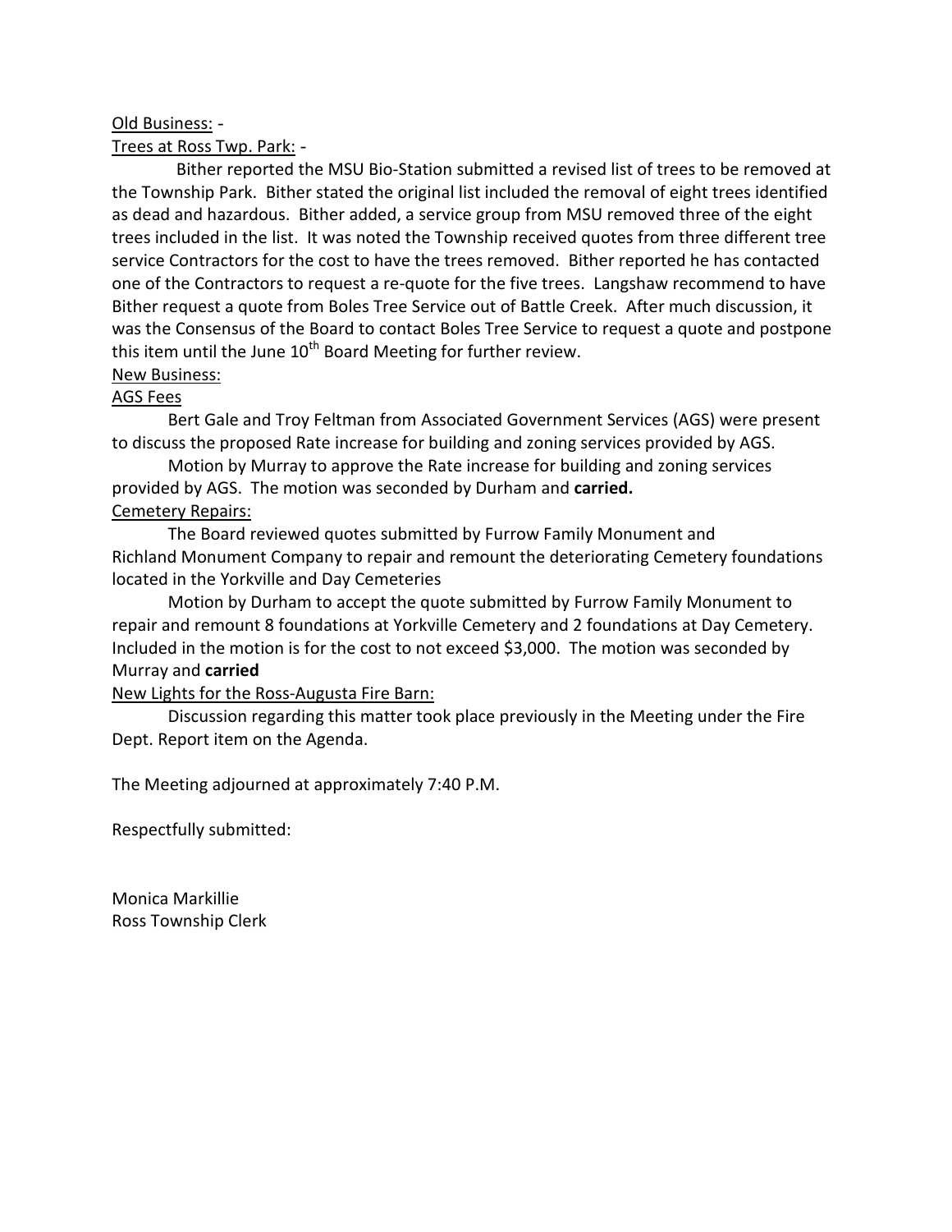Old Business: -

Trees at Ross Twp. Park: -

Bither reported the MSU Bio-Station submitted a revised list of trees to be removed at the Township Park. Bither stated the original list included the removal of eight trees identified as dead and hazardous. Bither added, a service group from MSU removed three of the eight trees included in the list. It was noted the Township received quotes from three different tree service Contractors for the cost to have the trees removed. Bither reported he has contacted one of the Contractors to request a re-quote for the five trees. Langshaw recommend to have Bither request a quote from Boles Tree Service out of Battle Creek. After much discussion, it was the Consensus of the Board to contact Boles Tree Service to request a quote and postpone this item until the June 10th Board Meeting for further review.

New Business:

AGS Fees

Bert Gale and Troy Feltman from Associated Government Services (AGS) were present to discuss the proposed Rate increase for building and zoning services provided by AGS.

Motion by Murray to approve the Rate increase for building and zoning services provided by AGS. The motion was seconded by Durham and **carried.**

Cemetery Repairs:

The Board reviewed quotes submitted by Furrow Family Monument and Richland Monument Company to repair and remount the deteriorating Cemetery foundations located in the Yorkville and Day Cemeteries

Motion by Durham to accept the quote submitted by Furrow Family Monument to repair and remount 8 foundations at Yorkville Cemetery and 2 foundations at Day Cemetery. Included in the motion is for the cost to not exceed $3,000. The motion was seconded by Murray and **carried**

New Lights for the Ross-Augusta Fire Barn:

Discussion regarding this matter took place previously in the Meeting under the Fire Dept. Report item on the Agenda.

The Meeting adjourned at approximately 7:40 P.M.

Respectfully submitted:

Monica Markillie
Ross Township Clerk